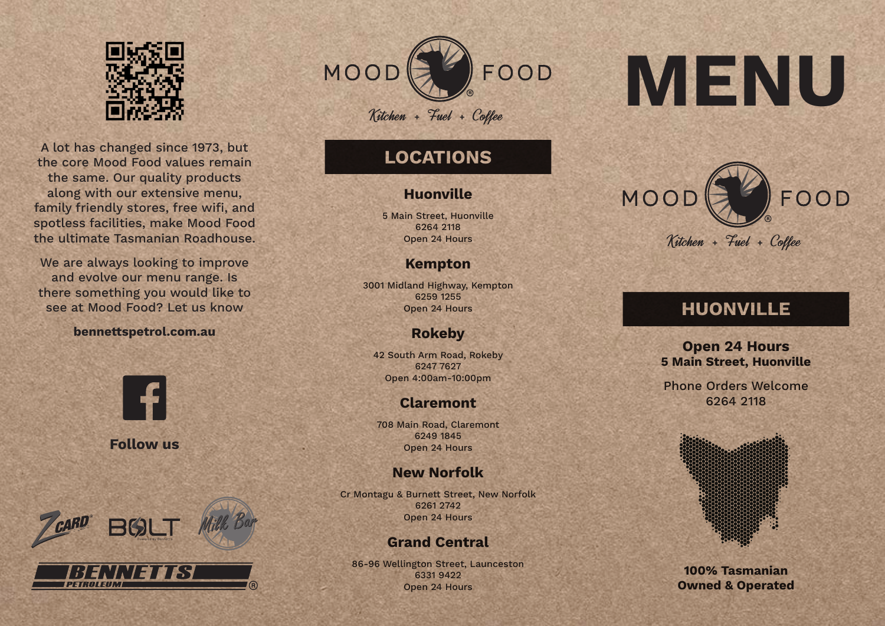A lot has changed since 1973, but the core Mood Food values remain the same. Our quality products along with our extensive menu, family friendly stores, free wifi, and spotless facilities, make Mood Food the ultimate Tasmanian Roadhouse.

We are always looking to improve and evolve our menu range. Is there something you would like to see at Mood Food? Let us know

**bennettspetrol.com.au**

**Follow us**

ZCARD® BOLT Milk Bar

BENNETTS PETROLEUM®

MOOD FOOD®

*Kitchen + Fuel + Coffee*

## LOCATIONS

### Huonville

5 Main Street, Huonville
6264 2118
Open 24 Hours

### Kempton

3001 Midland Highway, Kempton
6259 1255
Open 24 Hours

### Rokeby

42 South Arm Road, Rokeby
6247 7627
Open 4:00am-10:00pm

### Claremont

708 Main Road, Claremont
6249 1845
Open 24 Hours

### New Norfolk

Cr Montagu & Burnett Street, New Norfolk
6261 2742
Open 24 Hours

### Grand Central

86-96 Wellington Street, Launceston
6331 9422
Open 24 Hours

# MENU

MOOD FOOD®

*Kitchen + Fuel + Coffee*

## HUONVILLE

**Open 24 Hours**
**5 Main Street, Huonville**

Phone Orders Welcome
6264 2118

**100% Tasmanian Owned & Operated**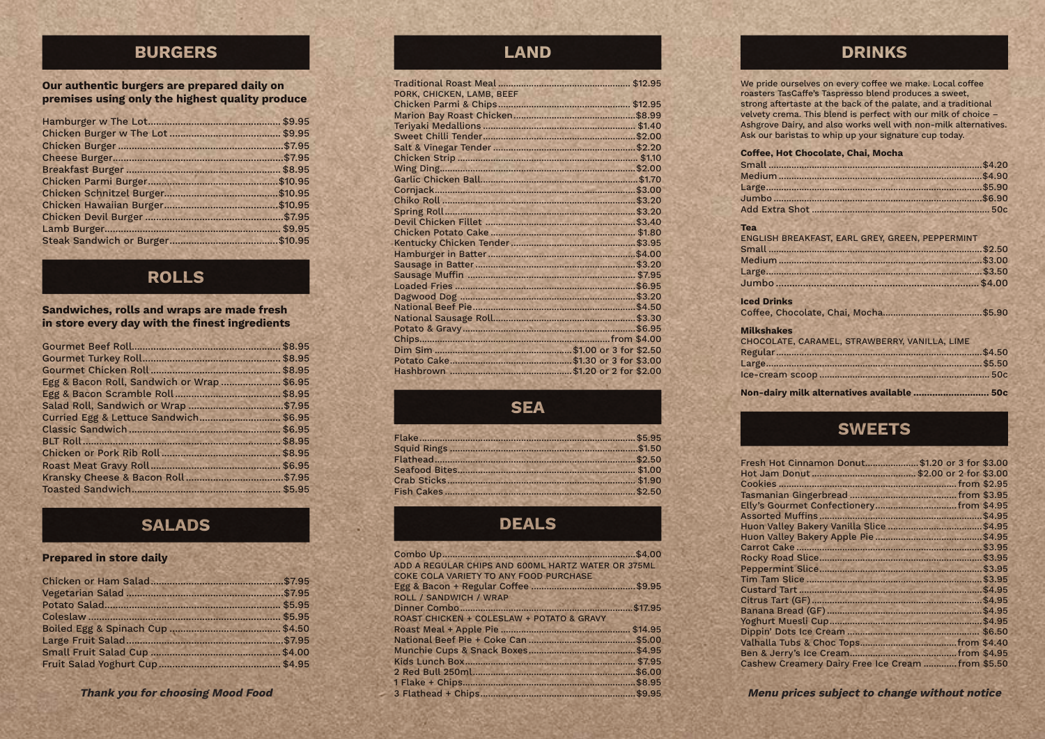## BURGERS

**Our authentic burgers are prepared daily on premises using only the highest quality produce**

| | |
|---|---|
| Hamburger w The Lot | $9.95 |
| Chicken Burger w The Lot | $9.95 |
| Chicken Burger | $7.95 |
| Cheese Burger | $7.95 |
| Breakfast Burger | $8.95 |
| Chicken Parmi Burger | $10.95 |
| Chicken Schnitzel Burger | $10.95 |
| Chicken Hawaiian Burger | $10.95 |
| Chicken Devil Burger | $7.95 |
| Lamb Burger | $9.95 |
| Steak Sandwich or Burger | $10.95 |

## ROLLS

**Sandwiches, rolls and wraps are made fresh in store every day with the finest ingredients**

| | |
|---|---|
| Gourmet Beef Roll | $8.95 |
| Gourmet Turkey Roll | $8.95 |
| Gourmet Chicken Roll | $8.95 |
| Egg & Bacon Roll, Sandwich or Wrap | $6.95 |
| Egg & Bacon Scramble Roll | $8.95 |
| Salad Roll, Sandwich or Wrap | $7.95 |
| Curried Egg & Lettuce Sandwich | $6.95 |
| Classic Sandwich | $6.95 |
| BLT Roll | $8.95 |
| Chicken or Pork Rib Roll | $8.95 |
| Roast Meat Gravy Roll | $6.95 |
| Kransky Cheese & Bacon Roll | $7.95 |
| Toasted Sandwich | $5.95 |

## SALADS

**Prepared in store daily**

| | |
|---|---|
| Chicken or Ham Salad | $7.95 |
| Vegetarian Salad | $7.95 |
| Potato Salad | $5.95 |
| Coleslaw | $5.95 |
| Boiled Egg & Spinach Cup | $4.50 |
| Large Fruit Salad | $7.95 |
| Small Fruit Salad Cup | $4.00 |
| Fruit Salad Yoghurt Cup | $4.95 |

***Thank you for choosing Mood Food***

## LAND

| | |
|---|---|
| Traditional Roast Meal<br>PORK, CHICKEN, LAMB, BEEF | $12.95 |
| Chicken Parmi & Chips | $12.95 |
| Marion Bay Roast Chicken | $8.99 |
| Teriyaki Medallions | $1.40 |
| Sweet Chilli Tender | $2.00 |
| Salt & Vinegar Tender | $2.20 |
| Chicken Strip | $1.10 |
| Wing Ding | $2.00 |
| Garlic Chicken Ball | $1.70 |
| Cornjack | $3.00 |
| Chiko Roll | $3.20 |
| Spring Roll | $3.20 |
| Devil Chicken Fillet | $3.40 |
| Chicken Potato Cake | $1.80 |
| Kentucky Chicken Tender | $3.95 |
| Hamburger in Batter | $4.00 |
| Sausage in Batter | $3.20 |
| Sausage Muffin | $7.95 |
| Loaded Fries | $6.95 |
| Dagwood Dog | $3.20 |
| National Beef Pie | $4.50 |
| National Sausage Roll | $3.30 |
| Potato & Gravy | $6.95 |
| Chips | from $4.00 |
| Dim Sim | $1.00 or 3 for $2.50 |
| Potato Cake | $1.30 or 3 for $3.00 |
| Hashbrown | $1.20 or 2 for $2.00 |

## SEA

| | |
|---|---|
| Flake | $5.95 |
| Squid Rings | $1.50 |
| Flathead | $2.50 |
| Seafood Bites | $1.00 |
| Crab Sticks | $1.90 |
| Fish Cakes | $2.50 |

## DEALS

| | |
|---|---|
| Combo Up<br>ADD A REGULAR CHIPS AND 600ML HARTZ WATER OR 375ML COKE COLA VARIETY TO ANY FOOD PURCHASE | $4.00 |
| Egg & Bacon + Regular Coffee<br>ROLL / SANDWICH / WRAP | $9.95 |
| Dinner Combo<br>ROAST CHICKEN + COLESLAW + POTATO & GRAVY | $17.95 |
| Roast Meal + Apple Pie | $14.95 |
| National Beef Pie + Coke Can | $5.00 |
| Munchie Cups & Snack Boxes | $4.95 |
| Kids Lunch Box | $7.95 |
| 2 Red Bull 250ml | $6.00 |
| 1 Flake + Chips | $8.95 |
| 3 Flathead + Chips | $9.95 |

## DRINKS

We pride ourselves on every coffee we make. Local coffee roasters TasCaffe's Taspresso blend produces a sweet, strong aftertaste at the back of the palate, and a traditional velvety crema. This blend is perfect with our milk of choice – Ashgrove Dairy, and also works well with non-milk alternatives. Ask our baristas to whip up your signature cup today.

**Coffee, Hot Chocolate, Chai, Mocha**

| | |
|---|---|
| Small | $4.20 |
| Medium | $4.90 |
| Large | $5.90 |
| Jumbo | $6.90 |
| Add Extra Shot | 50c |

**Tea**

ENGLISH BREAKFAST, EARL GREY, GREEN, PEPPERMINT

| | |
|---|---|
| Small | $2.50 |
| Medium | $3.00 |
| Large | $3.50 |
| Jumbo | $4.00 |

**Iced Drinks**

| | |
|---|---|
| Coffee, Chocolate, Chai, Mocha | $5.90 |

**Milkshakes**

CHOCOLATE, CARAMEL, STRAWBERRY, VANILLA, LIME

| | |
|---|---|
| Regular | $4.50 |
| Large | $5.50 |
| Ice-cream scoop | 50c |

**Non-dairy milk alternatives available ........ 50c**

## SWEETS

| | |
|---|---|
| Fresh Hot Cinnamon Donut | $1.20 or 3 for $3.00 |
| Hot Jam Donut | $2.00 or 2 for $3.00 |
| Cookies | from $2.95 |
| Tasmanian Gingerbread | from $3.95 |
| Elly's Gourmet Confectionery | from $4.95 |
| Assorted Muffins | $4.95 |
| Huon Valley Bakery Vanilla Slice | $4.95 |
| Huon Valley Bakery Apple Pie | $4.95 |
| Carrot Cake | $3.95 |
| Rocky Road Slice | $3.95 |
| Peppermint Slice | $3.95 |
| Tim Tam Slice | $3.95 |
| Custard Tart | $4.95 |
| Citrus Tart (GF) | $4.95 |
| Banana Bread (GF) | $4.95 |
| Yoghurt Muesli Cup | $4.95 |
| Dippin' Dots Ice Cream | $6.50 |
| Valhalla Tubs & Choc Tops | from $4.40 |
| Ben & Jerry's Ice Cream | from $4.95 |
| Cashew Creamery Dairy Free Ice Cream | from $5.50 |

***Menu prices subject to change without notice***